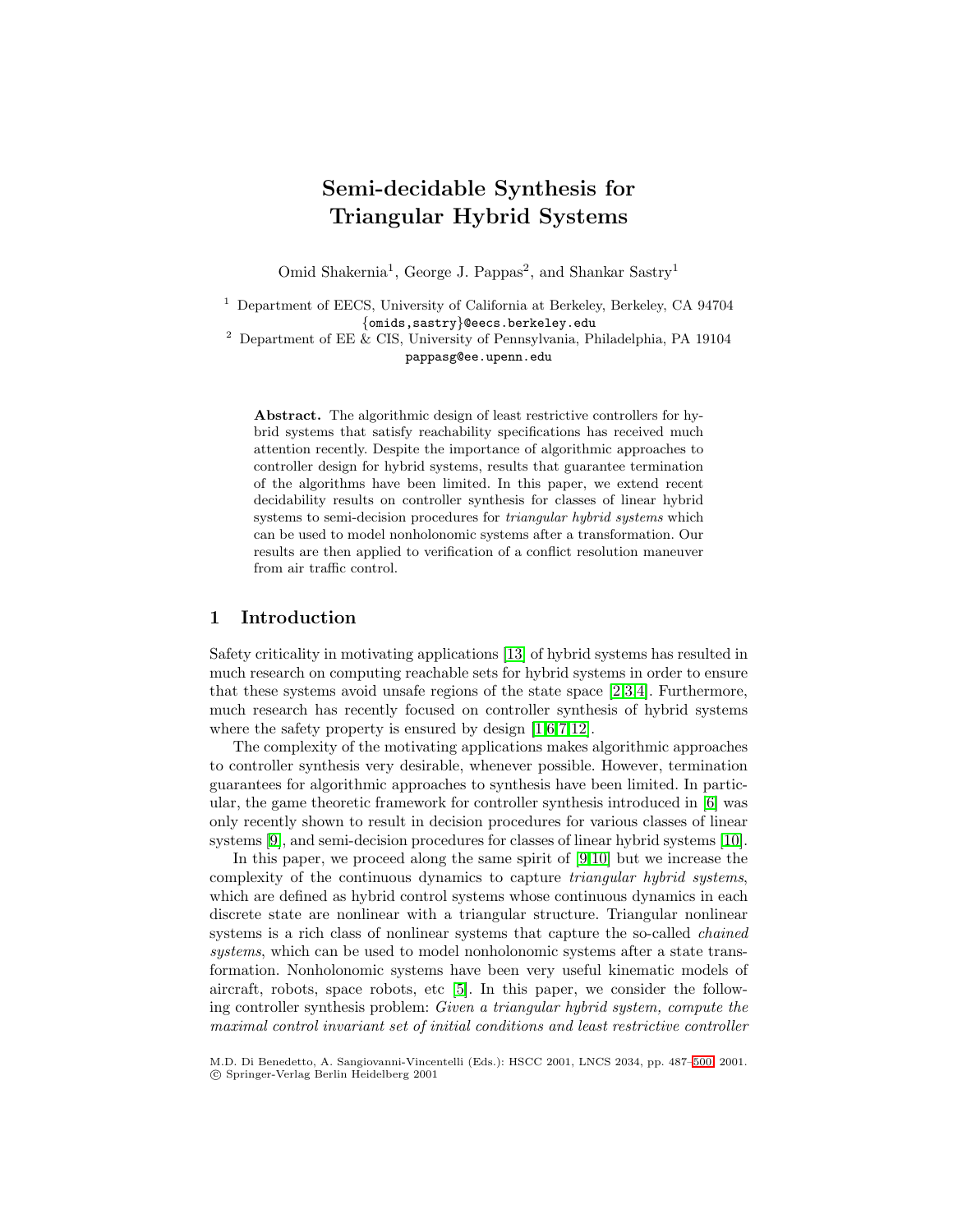# Semi-decidable Synthesis for Triangular Hybrid Systems

Omid Shakernia[1], George J. Pappas[2], and Shankar Sastry[1]

[1] Department of EECS, University of California at Berkeley, Berkeley, CA 94704
{omids,sastry}@eecs.berkeley.edu

[2] Department of EE & CIS, University of Pennsylvania, Philadelphia, PA 19104
pappasg@ee.upenn.edu

**Abstract.** The algorithmic design of least restrictive controllers for hybrid systems that satisfy reachability specifications has received much attention recently. Despite the importance of algorithmic approaches to controller design for hybrid systems, results that guarantee termination of the algorithms have been limited. In this paper, we extend recent decidability results on controller synthesis for classes of linear hybrid systems to semi-decision procedures for *triangular hybrid systems* which can be used to model nonholonomic systems after a transformation. Our results are then applied to verification of a conflict resolution maneuver from air traffic control.

## 1 Introduction

Safety criticality in motivating applications [13] of hybrid systems has resulted in much research on computing reachable sets for hybrid systems in order to ensure that these systems avoid unsafe regions of the state space [2,3,4]. Furthermore, much research has recently focused on controller synthesis of hybrid systems where the safety property is ensured by design [1,6,7,12].

The complexity of the motivating applications makes algorithmic approaches to controller synthesis very desirable, whenever possible. However, termination guarantees for algorithmic approaches to synthesis have been limited. In particular, the game theoretic framework for controller synthesis introduced in [6] was only recently shown to result in decision procedures for various classes of linear systems [9], and semi-decision procedures for classes of linear hybrid systems [10].

In this paper, we proceed along the same spirit of [9,10] but we increase the complexity of the continuous dynamics to capture *triangular hybrid systems*, which are defined as hybrid control systems whose continuous dynamics in each discrete state are nonlinear with a triangular structure. Triangular nonlinear systems is a rich class of nonlinear systems that capture the so-called *chained systems*, which can be used to model nonholonomic systems after a state transformation. Nonholonomic systems have been very useful kinematic models of aircraft, robots, space robots, etc [5]. In this paper, we consider the following controller synthesis problem: *Given a triangular hybrid system, compute the maximal control invariant set of initial conditions and least restrictive controller*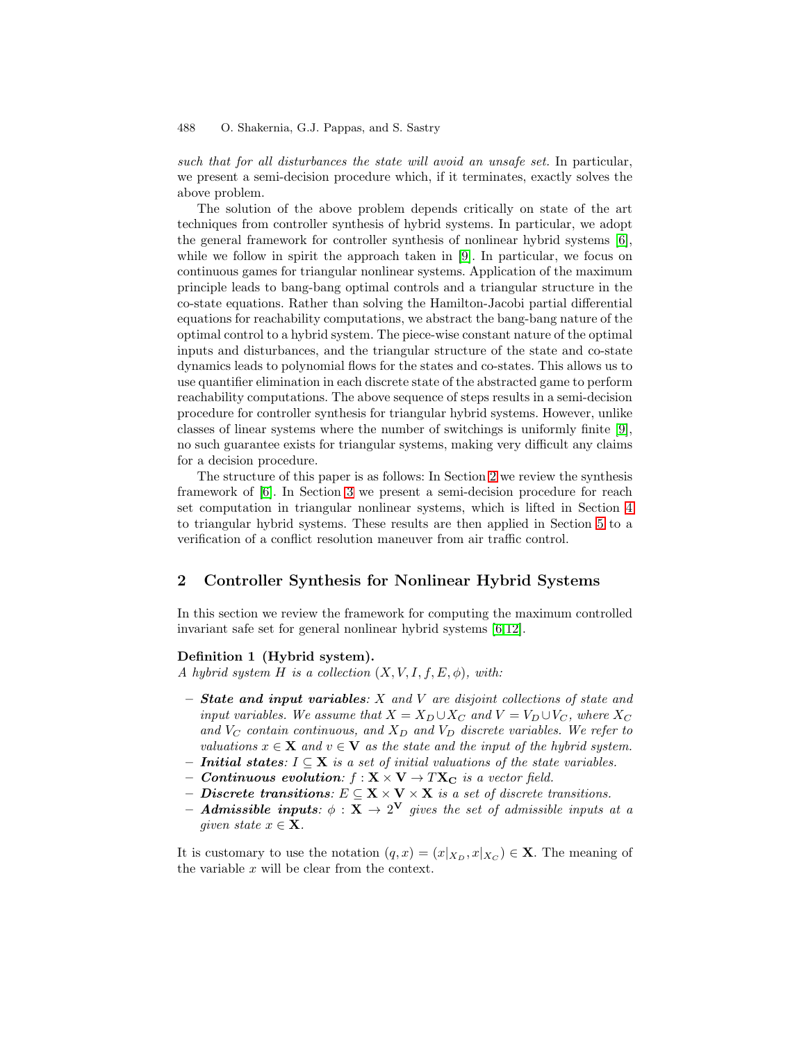*such that for all disturbances the state will avoid an unsafe set.* In particular, we present a semi-decision procedure which, if it terminates, exactly solves the above problem.

The solution of the above problem depends critically on state of the art techniques from controller synthesis of hybrid systems. In particular, we adopt the general framework for controller synthesis of nonlinear hybrid systems [6], while we follow in spirit the approach taken in [9]. In particular, we focus on continuous games for triangular nonlinear systems. Application of the maximum principle leads to bang-bang optimal controls and a triangular structure in the co-state equations. Rather than solving the Hamilton-Jacobi partial differential equations for reachability computations, we abstract the bang-bang nature of the optimal control to a hybrid system. The piece-wise constant nature of the optimal inputs and disturbances, and the triangular structure of the state and co-state dynamics leads to polynomial flows for the states and co-states. This allows us to use quantifier elimination in each discrete state of the abstracted game to perform reachability computations. The above sequence of steps results in a semi-decision procedure for controller synthesis for triangular hybrid systems. However, unlike classes of linear systems where the number of switchings is uniformly finite [9], no such guarantee exists for triangular systems, making very difficult any claims for a decision procedure.

The structure of this paper is as follows: In Section 2 we review the synthesis framework of [6]. In Section 3 we present a semi-decision procedure for reach set computation in triangular nonlinear systems, which is lifted in Section 4 to triangular hybrid systems. These results are then applied in Section 5 to a verification of a conflict resolution maneuver from air traffic control.

## 2 Controller Synthesis for Nonlinear Hybrid Systems

In this section we review the framework for computing the maximum controlled invariant safe set for general nonlinear hybrid systems [6,12].

**Definition 1 (Hybrid system).**
*A hybrid system $H$ is a collection $(X, V, I, f, E, \phi)$, with:*

- ***State and input variables**: $X$ and $V$ are disjoint collections of state and input variables. We assume that $X = X_D \cup X_C$ and $V = V_D \cup V_C$, where $X_C$ and $V_C$ contain continuous, and $X_D$ and $V_D$ discrete variables. We refer to valuations $x \in \mathbf{X}$ and $v \in \mathbf{V}$ as the state and the input of the hybrid system.*
- ***Initial states**: $I \subseteq \mathbf{X}$ is a set of initial valuations of the state variables.*
- ***Continuous evolution**: $f : \mathbf{X} \times \mathbf{V} \rightarrow T\mathbf{X_C}$ is a vector field.*
- ***Discrete transitions**: $E \subseteq \mathbf{X} \times \mathbf{V} \times \mathbf{X}$ is a set of discrete transitions.*
- ***Admissible inputs**: $\phi : \mathbf{X} \rightarrow 2^{\mathbf{V}}$ gives the set of admissible inputs at a given state $x \in \mathbf{X}$.*

It is customary to use the notation $(q, x) = (x|_{X_D}, x|_{X_C}) \in \mathbf{X}$. The meaning of the variable $x$ will be clear from the context.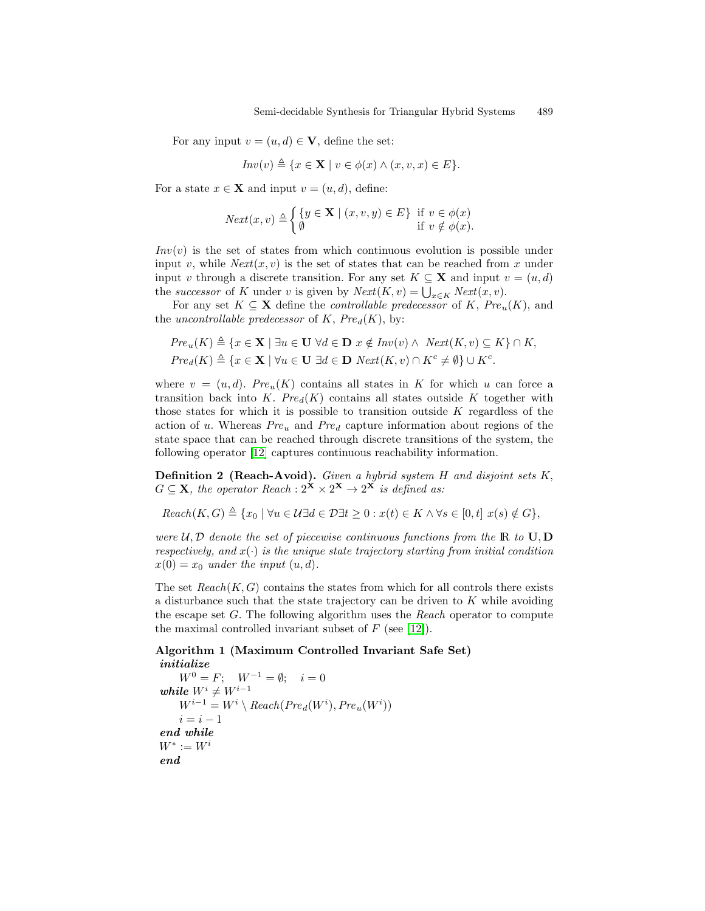For any input $v = (u, d) \in \mathbf{V}$, define the set:

$$Inv(v) \triangleq \{x \in \mathbf{X} \mid v \in \phi(x) \wedge (x, v, x) \in E\}.$$

For a state $x \in \mathbf{X}$ and input $v = (u, d)$, define:

$$Next(x, v) \triangleq \begin{cases} \{y \in \mathbf{X} \mid (x, v, y) \in E\} & \text{if } v \in \phi(x) \\ \emptyset & \text{if } v \notin \phi(x). \end{cases}$$

$Inv(v)$ is the set of states from which continuous evolution is possible under input $v$, while $Next(x, v)$ is the set of states that can be reached from $x$ under input $v$ through a discrete transition. For any set $K \subseteq \mathbf{X}$ and input $v = (u, d)$ the *successor* of $K$ under $v$ is given by $Next(K, v) = \bigcup_{x \in K} Next(x, v)$.

For any set $K \subseteq \mathbf{X}$ define the *controllable predecessor* of $K$, $Pre_u(K)$, and the *uncontrollable predecessor* of $K$, $Pre_d(K)$, by:

$$Pre_u(K) \triangleq \{x \in \mathbf{X} \mid \exists u \in \mathbf{U}\ \forall d \in \mathbf{D}\ x \notin Inv(v) \wedge\ Next(K, v) \subseteq K\} \cap K,$$
$$Pre_d(K) \triangleq \{x \in \mathbf{X} \mid \forall u \in \mathbf{U}\ \exists d \in \mathbf{D}\ Next(K, v) \cap K^c \neq \emptyset\} \cup K^c.$$

where $v = (u, d)$. $Pre_u(K)$ contains all states in $K$ for which $u$ can force a transition back into $K$. $Pre_d(K)$ contains all states outside $K$ together with those states for which it is possible to transition outside $K$ regardless of the action of $u$. Whereas $Pre_u$ and $Pre_d$ capture information about regions of the state space that can be reached through discrete transitions of the system, the following operator [12] captures continuous reachability information.

**Definition 2 (Reach-Avoid).** *Given a hybrid system $H$ and disjoint sets $K$, $G \subseteq \mathbf{X}$, the operator $Reach : 2^{\mathbf{X}} \times 2^{\mathbf{X}} \to 2^{\mathbf{X}}$ is defined as:*

$$Reach(K, G) \triangleq \{x_0 \mid \forall u \in \mathcal{U} \exists d \in \mathcal{D} \exists t \geq 0 : x(t) \in K \wedge \forall s \in [0, t]\ x(s) \notin G\},$$

*were $\mathcal{U}, \mathcal{D}$ denote the set of piecewise continuous functions from the $\mathbb{R}$ to $\mathbf{U}, \mathbf{D}$ respectively, and $x(\cdot)$ is the unique state trajectory starting from initial condition $x(0) = x_0$ under the input $(u, d)$.*

The set $Reach(K, G)$ contains the states from which for all controls there exists a disturbance such that the state trajectory can be driven to $K$ while avoiding the escape set $G$. The following algorithm uses the *Reach* operator to compute the maximal controlled invariant subset of $F$ (see [12]).

**Algorithm 1 (Maximum Controlled Invariant Safe Set)**
***initialize***
$\quad W^0 = F; \quad W^{-1} = \emptyset; \quad i = 0$
***while*** $W^i \neq W^{i-1}$
$\quad W^{i-1} = W^i \setminus Reach(Pre_d(W^i), Pre_u(W^i))$
$\quad i = i - 1$
***end while***
$W^* := W^i$
***end***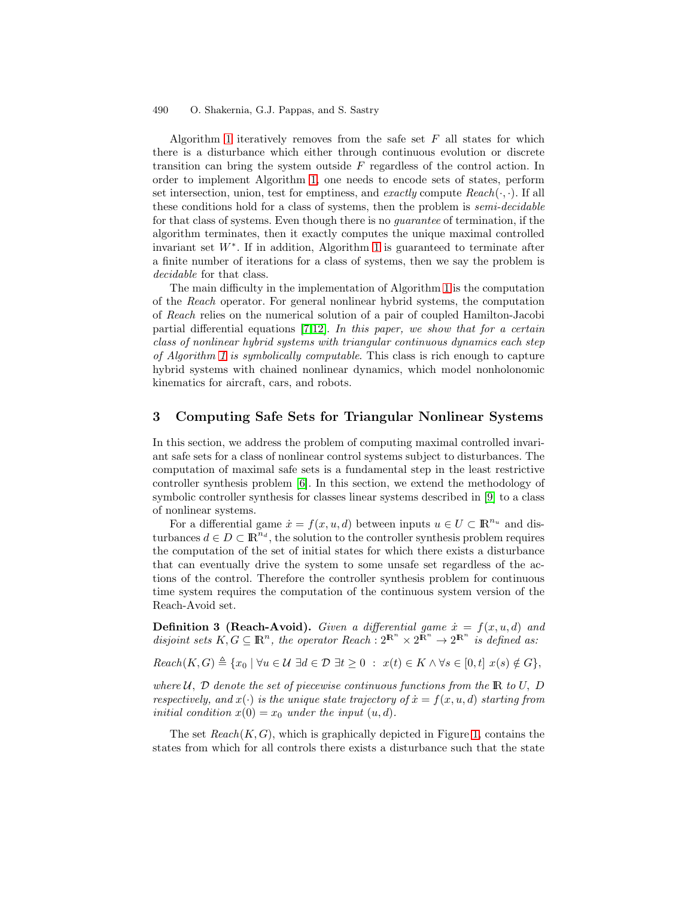Algorithm 1 iteratively removes from the safe set $F$ all states for which there is a disturbance which either through continuous evolution or discrete transition can bring the system outside $F$ regardless of the control action. In order to implement Algorithm 1, one needs to encode sets of states, perform set intersection, union, test for emptiness, and *exactly* compute $Reach(\cdot, \cdot)$. If all these conditions hold for a class of systems, then the problem is *semi-decidable* for that class of systems. Even though there is no *guarantee* of termination, if the algorithm terminates, then it exactly computes the unique maximal controlled invariant set $W^*$. If in addition, Algorithm 1 is guaranteed to terminate after a finite number of iterations for a class of systems, then we say the problem is *decidable* for that class.

The main difficulty in the implementation of Algorithm 1 is the computation of the *Reach* operator. For general nonlinear hybrid systems, the computation of *Reach* relies on the numerical solution of a pair of coupled Hamilton-Jacobi partial differential equations [7,12]. *In this paper, we show that for a certain class of nonlinear hybrid systems with triangular continuous dynamics each step of Algorithm 1 is symbolically computable.* This class is rich enough to capture hybrid systems with chained nonlinear dynamics, which model nonholonomic kinematics for aircraft, cars, and robots.

## 3 Computing Safe Sets for Triangular Nonlinear Systems

In this section, we address the problem of computing maximal controlled invariant safe sets for a class of nonlinear control systems subject to disturbances. The computation of maximal safe sets is a fundamental step in the least restrictive controller synthesis problem [6]. In this section, we extend the methodology of symbolic controller synthesis for classes linear systems described in [9] to a class of nonlinear systems.

For a differential game $\dot{x} = f(x, u, d)$ between inputs $u \in U \subset \mathbb{R}^{n_u}$ and disturbances $d \in D \subset \mathbb{R}^{n_d}$, the solution to the controller synthesis problem requires the computation of the set of initial states for which there exists a disturbance that can eventually drive the system to some unsafe set regardless of the actions of the control. Therefore the controller synthesis problem for continuous time system requires the computation of the continuous system version of the Reach-Avoid set.

**Definition 3 (Reach-Avoid).** *Given a differential game $\dot{x} = f(x, u, d)$ and disjoint sets $K, G \subseteq \mathbb{R}^n$, the operator $Reach : 2^{\mathbb{R}^n} \times 2^{\mathbb{R}^n} \to 2^{\mathbb{R}^n}$ is defined as:*

$$Reach(K, G) \triangleq \{x_0 \mid \forall u \in \mathcal{U} \ \exists d \in \mathcal{D} \ \exists t \geq 0 \ : \ x(t) \in K \wedge \forall s \in [0, t] \ x(s) \notin G\},$$

*where $\mathcal{U}$, $\mathcal{D}$ denote the set of piecewise continuous functions from the $\mathbb{R}$ to $U$, $D$ respectively, and $x(\cdot)$ is the unique state trajectory of $\dot{x} = f(x, u, d)$ starting from initial condition $x(0) = x_0$ under the input $(u, d)$.*

The set $Reach(K, G)$, which is graphically depicted in Figure 1, contains the states from which for all controls there exists a disturbance such that the state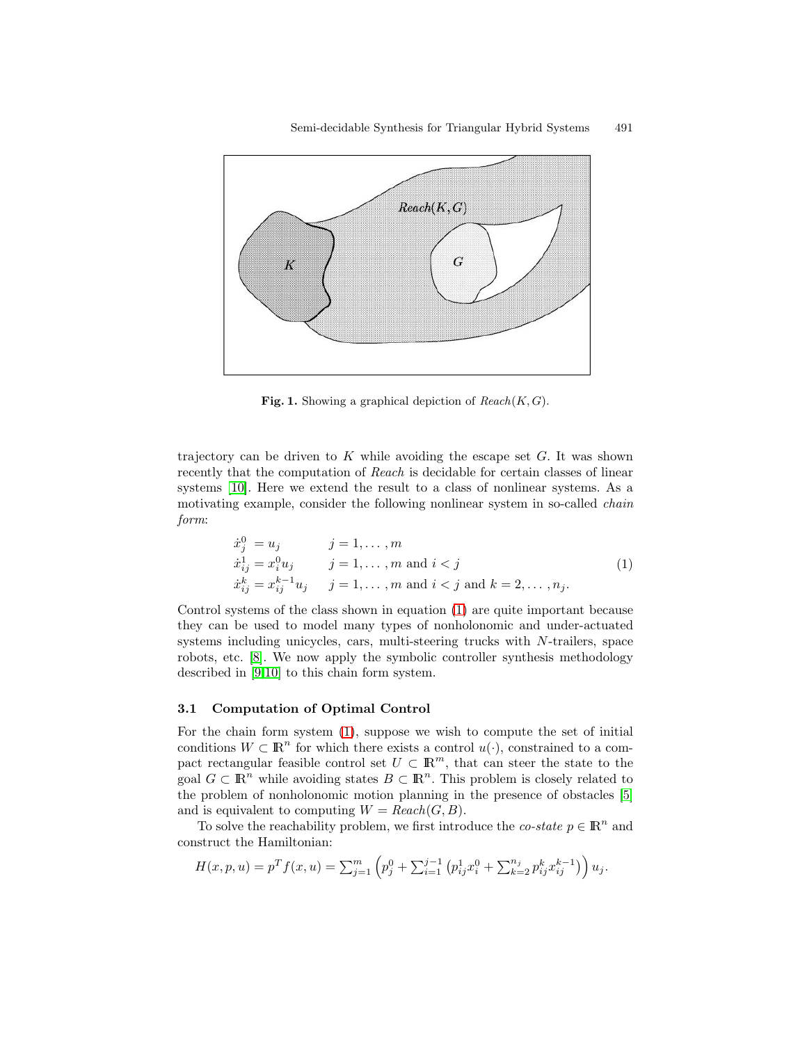**Fig. 1.** Showing a graphical depiction of *Reach*$(K, G)$.

trajectory can be driven to $K$ while avoiding the escape set $G$. It was shown recently that the computation of *Reach* is decidable for certain classes of linear systems [10]. Here we extend the result to a class of nonlinear systems. As a motivating example, consider the following nonlinear system in so-called *chain form*:

$$
\begin{aligned}
\dot{x}_j^0 &= u_j & j &= 1, \ldots, m \\
\dot{x}_{ij}^1 &= x_i^0 u_j & j &= 1, \ldots, m \text{ and } i < j \\
\dot{x}_{ij}^k &= x_{ij}^{k-1} u_j & j &= 1, \ldots, m \text{ and } i < j \text{ and } k = 2, \ldots, n_j.
\end{aligned} \tag{1}
$$

Control systems of the class shown in equation (1) are quite important because they can be used to model many types of nonholonomic and under-actuated systems including unicycles, cars, multi-steering trucks with $N$-trailers, space robots, etc. [8]. We now apply the symbolic controller synthesis methodology described in [9,10] to this chain form system.

### 3.1 Computation of Optimal Control

For the chain form system (1), suppose we wish to compute the set of initial conditions $W \subset \mathbb{R}^n$ for which there exists a control $u(\cdot)$, constrained to a compact rectangular feasible control set $U \subset \mathbb{R}^m$, that can steer the state to the goal $G \subset \mathbb{R}^n$ while avoiding states $B \subset \mathbb{R}^n$. This problem is closely related to the problem of nonholonomic motion planning in the presence of obstacles [5] and is equivalent to computing $W = Reach(G, B)$.

To solve the reachability problem, we first introduce the *co-state* $p \in \mathbb{R}^n$ and construct the Hamiltonian:

$$H(x, p, u) = p^T f(x, u) = \sum_{j=1}^{m} \left( p_j^0 + \sum_{i=1}^{j-1} \left( p_{ij}^1 x_i^0 + \sum_{k=2}^{n_j} p_{ij}^k x_{ij}^{k-1} \right) \right) u_j.$$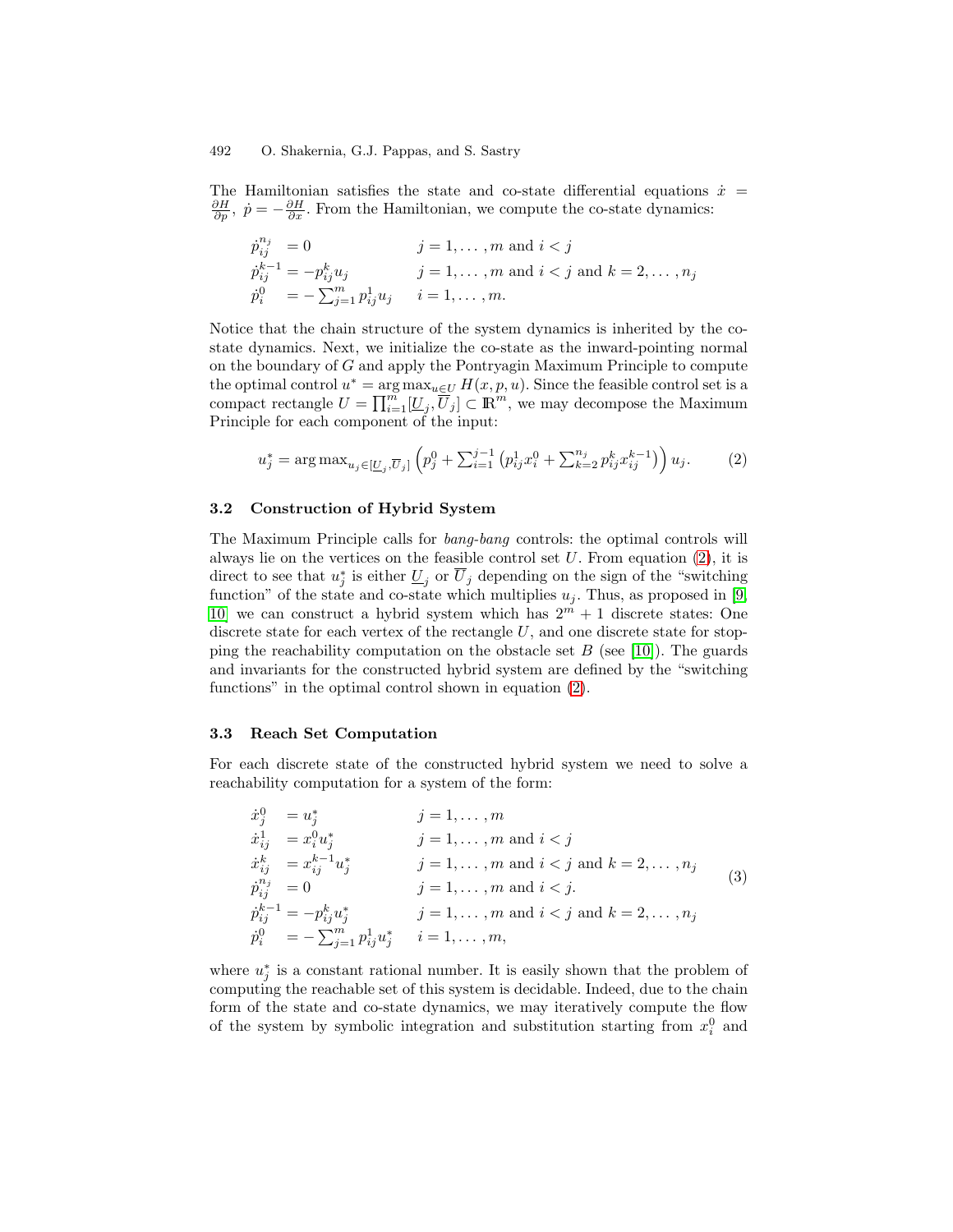The Hamiltonian satisfies the state and co-state differential equations $\dot{x} = \frac{\partial H}{\partial p}$, $\dot{p} = -\frac{\partial H}{\partial x}$. From the Hamiltonian, we compute the co-state dynamics:

$$
\begin{aligned}
\dot{p}_{ij}^{n_j} &= 0 && j = 1, \dots, m \text{ and } i < j \\
\dot{p}_{ij}^{k-1} &= -p_{ij}^{k} u_j && j = 1, \dots, m \text{ and } i < j \text{ and } k = 2, \dots, n_j \\
\dot{p}_i^0 &= -\textstyle\sum_{j=1}^{m} p_{ij}^1 u_j && i = 1, \dots, m.
\end{aligned}
$$

Notice that the chain structure of the system dynamics is inherited by the co-state dynamics. Next, we initialize the co-state as the inward-pointing normal on the boundary of $G$ and apply the Pontryagin Maximum Principle to compute the optimal control $u^* = \arg\max_{u \in U} H(x, p, u)$. Since the feasible control set is a compact rectangle $U = \prod_{i=1}^{m} [\underline{U}_j, \overline{U}_j] \subset \mathbb{R}^m$, we may decompose the Maximum Principle for each component of the input:

$$
u_j^* = \arg\max_{u_j \in [\underline{U}_j, \overline{U}_j]} \left( p_j^0 + \textstyle\sum_{i=1}^{j-1} \left( p_{ij}^1 x_i^0 + \sum_{k=2}^{n_j} p_{ij}^k x_{ij}^{k-1} \right) \right) u_j. \tag{2}
$$

### 3.2 Construction of Hybrid System

The Maximum Principle calls for *bang-bang* controls: the optimal controls will always lie on the vertices on the feasible control set $U$. From equation (2), it is direct to see that $u_j^*$ is either $\underline{U}_j$ or $\overline{U}_j$ depending on the sign of the "switching function" of the state and co-state which multiplies $u_j$. Thus, as proposed in [9, 10] we can construct a hybrid system which has $2^m + 1$ discrete states: One discrete state for each vertex of the rectangle $U$, and one discrete state for stopping the reachability computation on the obstacle set $B$ (see [10]). The guards and invariants for the constructed hybrid system are defined by the "switching functions" in the optimal control shown in equation (2).

### 3.3 Reach Set Computation

For each discrete state of the constructed hybrid system we need to solve a reachability computation for a system of the form:

$$
\begin{aligned}
\dot{x}_j^0 &= u_j^* && j = 1, \dots, m \\
\dot{x}_{ij}^1 &= x_i^0 u_j^* && j = 1, \dots, m \text{ and } i < j \\
\dot{x}_{ij}^k &= x_{ij}^{k-1} u_j^* && j = 1, \dots, m \text{ and } i < j \text{ and } k = 2, \dots, n_j \\
\dot{p}_{ij}^{n_j} &= 0 && j = 1, \dots, m \text{ and } i < j. \\
\dot{p}_{ij}^{k-1} &= -p_{ij}^k u_j^* && j = 1, \dots, m \text{ and } i < j \text{ and } k = 2, \dots, n_j \\
\dot{p}_i^0 &= -\textstyle\sum_{j=1}^{m} p_{ij}^1 u_j^* && i = 1, \dots, m,
\end{aligned}
\tag{3}
$$

where $u_j^*$ is a constant rational number. It is easily shown that the problem of computing the reachable set of this system is decidable. Indeed, due to the chain form of the state and co-state dynamics, we may iteratively compute the flow of the system by symbolic integration and substitution starting from $x_i^0$ and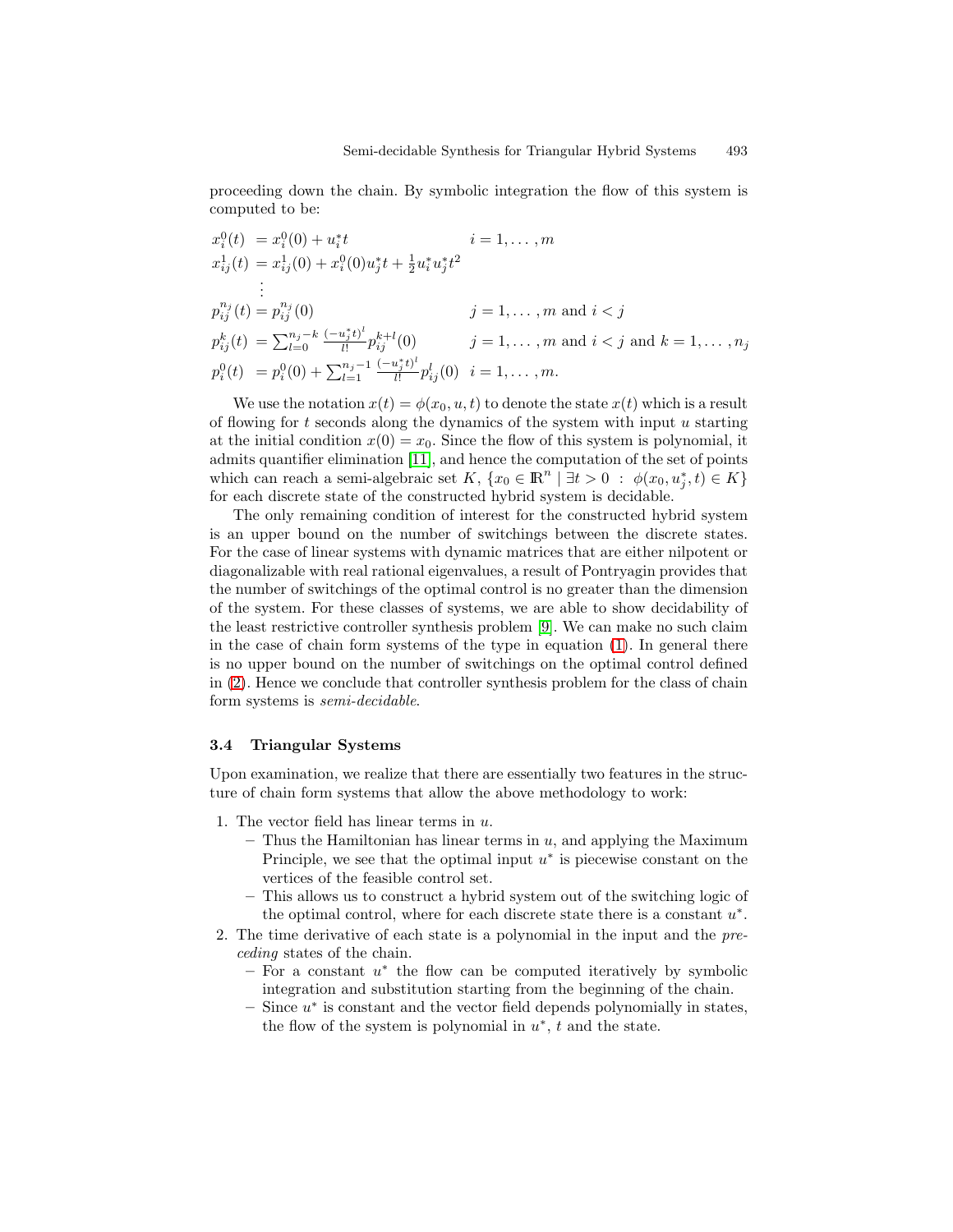proceeding down the chain. By symbolic integration the flow of this system is computed to be:

$$
\begin{array}{lll}
x_i^0(t) & = x_i^0(0) + u_i^* t & i = 1, \ldots, m \\
x_{ij}^1(t) & = x_{ij}^1(0) + x_i^0(0) u_j^* t + \frac{1}{2} u_i^* u_j^* t^2 & \\
 & \vdots & \\
p_{ij}^{n_j}(t) & = p_{ij}^{n_j}(0) & j = 1, \ldots, m \text{ and } i < j \\
p_{ij}^k(t) & = \sum_{l=0}^{n_j - k} \frac{(-u_j^* t)^l}{l!} p_{ij}^{k+l}(0) & j = 1, \ldots, m \text{ and } i < j \text{ and } k = 1, \ldots, n_j \\
p_i^0(t) & = p_i^0(0) + \sum_{l=1}^{n_j - 1} \frac{(-u_j^* t)^l}{l!} p_{ij}^l(0) & i = 1, \ldots, m.
\end{array}
$$

We use the notation $x(t) = \phi(x_0, u, t)$ to denote the state $x(t)$ which is a result of flowing for $t$ seconds along the dynamics of the system with input $u$ starting at the initial condition $x(0) = x_0$. Since the flow of this system is polynomial, it admits quantifier elimination [11], and hence the computation of the set of points which can reach a semi-algebraic set $K$, $\{x_0 \in \mathbb{R}^n \mid \exists t > 0 \; : \; \phi(x_0, u_j^*, t) \in K\}$ for each discrete state of the constructed hybrid system is decidable.

The only remaining condition of interest for the constructed hybrid system is an upper bound on the number of switchings between the discrete states. For the case of linear systems with dynamic matrices that are either nilpotent or diagonalizable with real rational eigenvalues, a result of Pontryagin provides that the number of switchings of the optimal control is no greater than the dimension of the system. For these classes of systems, we are able to show decidability of the least restrictive controller synthesis problem [9]. We can make no such claim in the case of chain form systems of the type in equation (1). In general there is no upper bound on the number of switchings on the optimal control defined in (2). Hence we conclude that controller synthesis problem for the class of chain form systems is *semi-decidable*.

### 3.4 Triangular Systems

Upon examination, we realize that there are essentially two features in the structure of chain form systems that allow the above methodology to work:

1. The vector field has linear terms in $u$.
   - Thus the Hamiltonian has linear terms in $u$, and applying the Maximum Principle, we see that the optimal input $u^*$ is piecewise constant on the vertices of the feasible control set.
   - This allows us to construct a hybrid system out of the switching logic of the optimal control, where for each discrete state there is a constant $u^*$.
2. The time derivative of each state is a polynomial in the input and the *preceding* states of the chain.
   - For a constant $u^*$ the flow can be computed iteratively by symbolic integration and substitution starting from the beginning of the chain.
   - Since $u^*$ is constant and the vector field depends polynomially in states, the flow of the system is polynomial in $u^*$, $t$ and the state.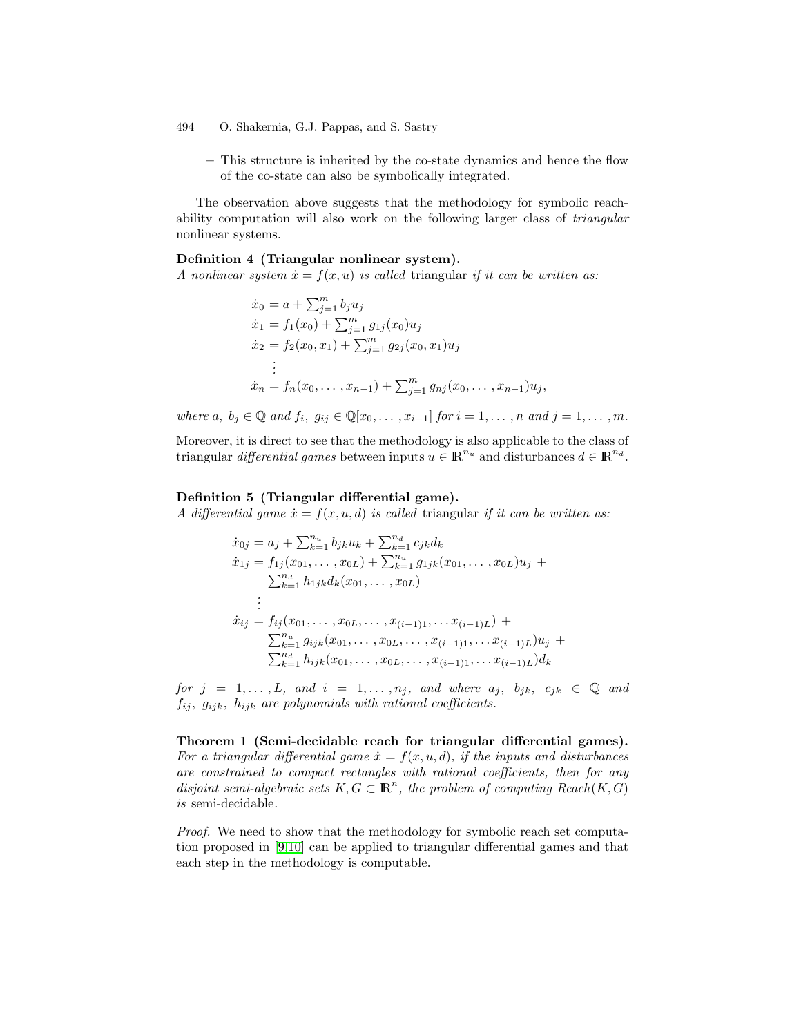– This structure is inherited by the co-state dynamics and hence the flow of the co-state can also be symbolically integrated.

The observation above suggests that the methodology for symbolic reachability computation will also work on the following larger class of *triangular* nonlinear systems.

**Definition 4 (Triangular nonlinear system).**
*A nonlinear system $\dot{x} = f(x, u)$ is called* triangular *if it can be written as:*

$$
\begin{aligned}
\dot{x}_0 &= a + \textstyle\sum_{j=1}^{m} b_j u_j \\
\dot{x}_1 &= f_1(x_0) + \textstyle\sum_{j=1}^{m} g_{1j}(x_0) u_j \\
\dot{x}_2 &= f_2(x_0, x_1) + \textstyle\sum_{j=1}^{m} g_{2j}(x_0, x_1) u_j \\
&\vdots \\
\dot{x}_n &= f_n(x_0, \ldots, x_{n-1}) + \textstyle\sum_{j=1}^{m} g_{nj}(x_0, \ldots, x_{n-1}) u_j,
\end{aligned}
$$

*where $a,\ b_j \in \mathbb{Q}$ and $f_i,\ g_{ij} \in \mathbb{Q}[x_0, \ldots, x_{i-1}]$ for $i = 1, \ldots, n$ and $j = 1, \ldots, m$.*

Moreover, it is direct to see that the methodology is also applicable to the class of triangular *differential games* between inputs $u \in \mathbb{R}^{n_u}$ and disturbances $d \in \mathbb{R}^{n_d}$.

**Definition 5 (Triangular differential game).**
*A differential game $\dot{x} = f(x, u, d)$ is called* triangular *if it can be written as:*

$$
\begin{aligned}
\dot{x}_{0j} &= a_j + \textstyle\sum_{k=1}^{n_u} b_{jk} u_k + \sum_{k=1}^{n_d} c_{jk} d_k \\
\dot{x}_{1j} &= f_{1j}(x_{01}, \ldots, x_{0L}) + \textstyle\sum_{k=1}^{n_u} g_{1jk}(x_{01}, \ldots, x_{0L}) u_j + \\
&\quad \textstyle\sum_{k=1}^{n_d} h_{1jk} d_k (x_{01}, \ldots, x_{0L}) \\
&\vdots \\
\dot{x}_{ij} &= f_{ij}(x_{01}, \ldots, x_{0L}, \ldots, x_{(i-1)1}, \ldots x_{(i-1)L}) + \\
&\quad \textstyle\sum_{k=1}^{n_u} g_{ijk}(x_{01}, \ldots, x_{0L}, \ldots, x_{(i-1)1}, \ldots x_{(i-1)L}) u_j + \\
&\quad \textstyle\sum_{k=1}^{n_d} h_{ijk}(x_{01}, \ldots, x_{0L}, \ldots, x_{(i-1)1}, \ldots x_{(i-1)L}) d_k
\end{aligned}
$$

*for $j = 1, \ldots, L$, and $i = 1, \ldots, n_j$, and where $a_j,\ b_{jk},\ c_{jk} \in \mathbb{Q}$ and $f_{ij},\ g_{ijk},\ h_{ijk}$ are polynomials with rational coefficients.*

**Theorem 1 (Semi-decidable reach for triangular differential games).** *For a triangular differential game $\dot{x} = f(x, u, d)$, if the inputs and disturbances are constrained to compact rectangles with rational coefficients, then for any disjoint semi-algebraic sets $K, G \subset \mathbb{R}^n$, the problem of computing $Reach(K, G)$ is* semi-decidable.

*Proof.* We need to show that the methodology for symbolic reach set computation proposed in [9,10] can be applied to triangular differential games and that each step in the methodology is computable.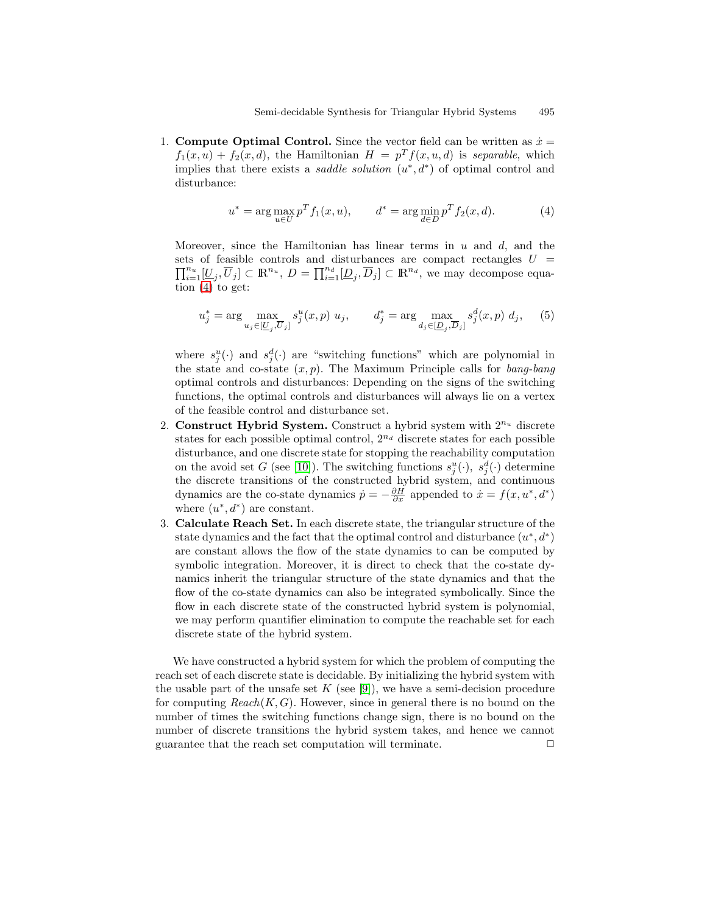1. **Compute Optimal Control.** Since the vector field can be written as $\dot{x} = f_1(x, u) + f_2(x, d)$, the Hamiltonian $H = p^T f(x, u, d)$ is *separable*, which implies that there exists a *saddle solution* $(u^*, d^*)$ of optimal control and disturbance:

$$u^* = \arg\max_{u \in U} p^T f_1(x, u), \qquad d^* = \arg\min_{d \in D} p^T f_2(x, d). \tag{4}$$

   Moreover, since the Hamiltonian has linear terms in $u$ and $d$, and the sets of feasible controls and disturbances are compact rectangles $U = \prod_{i=1}^{n_u} [\underline{U}_j, \overline{U}_j] \subset \mathbb{R}^{n_u}$, $D = \prod_{i=1}^{n_d} [\underline{D}_j, \overline{D}_j] \subset \mathbb{R}^{n_d}$, we may decompose equation (4) to get:

$$u_j^* = \arg \max_{u_j \in [\underline{U}_j, \overline{U}_j]} s_j^u(x, p)\ u_j, \qquad d_j^* = \arg \max_{d_j \in [\underline{D}_j, \overline{D}_j]} s_j^d(x, p)\ d_j, \tag{5}$$

   where $s_j^u(\cdot)$ and $s_j^d(\cdot)$ are "switching functions" which are polynomial in the state and co-state $(x, p)$. The Maximum Principle calls for *bang-bang* optimal controls and disturbances: Depending on the signs of the switching functions, the optimal controls and disturbances will always lie on a vertex of the feasible control and disturbance set.

2. **Construct Hybrid System.** Construct a hybrid system with $2^{n_u}$ discrete states for each possible optimal control, $2^{n_d}$ discrete states for each possible disturbance, and one discrete state for stopping the reachability computation on the avoid set $G$ (see [10]). The switching functions $s_j^u(\cdot)$, $s_j^d(\cdot)$ determine the discrete transitions of the constructed hybrid system, and continuous dynamics are the co-state dynamics $\dot{p} = -\frac{\partial H}{\partial x}$ appended to $\dot{x} = f(x, u^*, d^*)$ where $(u^*, d^*)$ are constant.

3. **Calculate Reach Set.** In each discrete state, the triangular structure of the state dynamics and the fact that the optimal control and disturbance $(u^*, d^*)$ are constant allows the flow of the state dynamics to can be computed by symbolic integration. Moreover, it is direct to check that the co-state dynamics inherit the triangular structure of the state dynamics and that the flow of the co-state dynamics can also be integrated symbolically. Since the flow in each discrete state of the constructed hybrid system is polynomial, we may perform quantifier elimination to compute the reachable set for each discrete state of the hybrid system.

We have constructed a hybrid system for which the problem of computing the reach set of each discrete state is decidable. By initializing the hybrid system with the usable part of the unsafe set $K$ (see [9]), we have a semi-decision procedure for computing $Reach(K, G)$. However, since in general there is no bound on the number of times the switching functions change sign, there is no bound on the number of discrete transitions the hybrid system takes, and hence we cannot guarantee that the reach set computation will terminate. □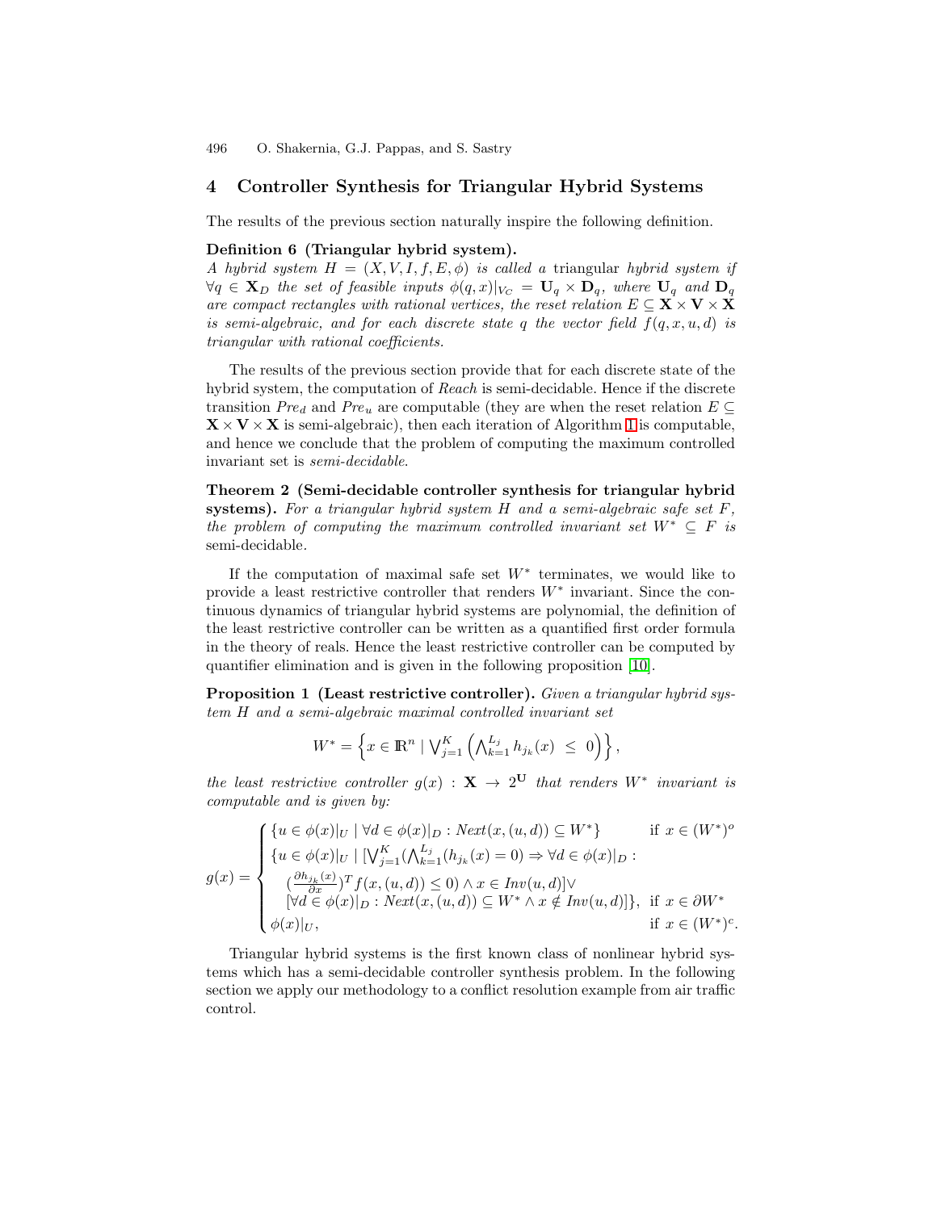## 4 Controller Synthesis for Triangular Hybrid Systems

The results of the previous section naturally inspire the following definition.

**Definition 6 (Triangular hybrid system).**
*A hybrid system $H = (X, V, I, f, E, \phi)$ is called a* triangular *hybrid system if $\forall q \in \mathbf{X}_D$ the set of feasible inputs $\phi(q,x)|_{V_C} = \mathbf{U}_q \times \mathbf{D}_q$, where $\mathbf{U}_q$ and $\mathbf{D}_q$ are compact rectangles with rational vertices, the reset relation $E \subseteq \mathbf{X} \times \mathbf{V} \times \mathbf{X}$ is semi-algebraic, and for each discrete state $q$ the vector field $f(q,x,u,d)$ is triangular with rational coefficients.*

The results of the previous section provide that for each discrete state of the hybrid system, the computation of *Reach* is semi-decidable. Hence if the discrete transition $Pre_d$ and $Pre_u$ are computable (they are when the reset relation $E \subseteq \mathbf{X} \times \mathbf{V} \times \mathbf{X}$ is semi-algebraic), then each iteration of Algorithm 1 is computable, and hence we conclude that the problem of computing the maximum controlled invariant set is *semi-decidable*.

**Theorem 2 (Semi-decidable controller synthesis for triangular hybrid systems).** *For a triangular hybrid system $H$ and a semi-algebraic safe set $F$, the problem of computing the maximum controlled invariant set $W^* \subseteq F$ is* semi-decidable.

If the computation of maximal safe set $W^*$ terminates, we would like to provide a least restrictive controller that renders $W^*$ invariant. Since the continuous dynamics of triangular hybrid systems are polynomial, the definition of the least restrictive controller can be written as a quantified first order formula in the theory of reals. Hence the least restrictive controller can be computed by quantifier elimination and is given in the following proposition [10].

**Proposition 1 (Least restrictive controller).** *Given a triangular hybrid system $H$ and a semi-algebraic maximal controlled invariant set*

$$W^* = \left\{ x \in \mathbb{R}^n \mid \bigvee_{j=1}^{K} \left( \bigwedge_{k=1}^{L_j} h_{j_k}(x) \ \leq \ 0 \right) \right\},$$

*the least restrictive controller $g(x) : \mathbf{X} \to 2^{\mathbf{U}}$ that renders $W^*$ invariant is computable and is given by:*

$$g(x) = \begin{cases} \{u \in \phi(x)|_U \mid \forall d \in \phi(x)|_D : Next(x,(u,d)) \subseteq W^*\} & \text{if } x \in (W^*)^o \\ \{u \in \phi(x)|_U \mid [\bigvee_{j=1}^{K} (\bigwedge_{k=1}^{L_j} (h_{j_k}(x) = 0) \Rightarrow \forall d \in \phi(x)|_D : & \\ \quad (\frac{\partial h_{j_k}(x)}{\partial x})^T f(x,(u,d)) \leq 0) \wedge x \in Inv(u,d)] \vee & \\ \quad [\forall d \in \phi(x)|_D : Next(x,(u,d)) \subseteq W^* \wedge x \notin Inv(u,d)]\}, & \text{if } x \in \partial W^* \\ \phi(x)|_U, & \text{if } x \in (W^*)^c. \end{cases}$$

Triangular hybrid systems is the first known class of nonlinear hybrid systems which has a semi-decidable controller synthesis problem. In the following section we apply our methodology to a conflict resolution example from air traffic control.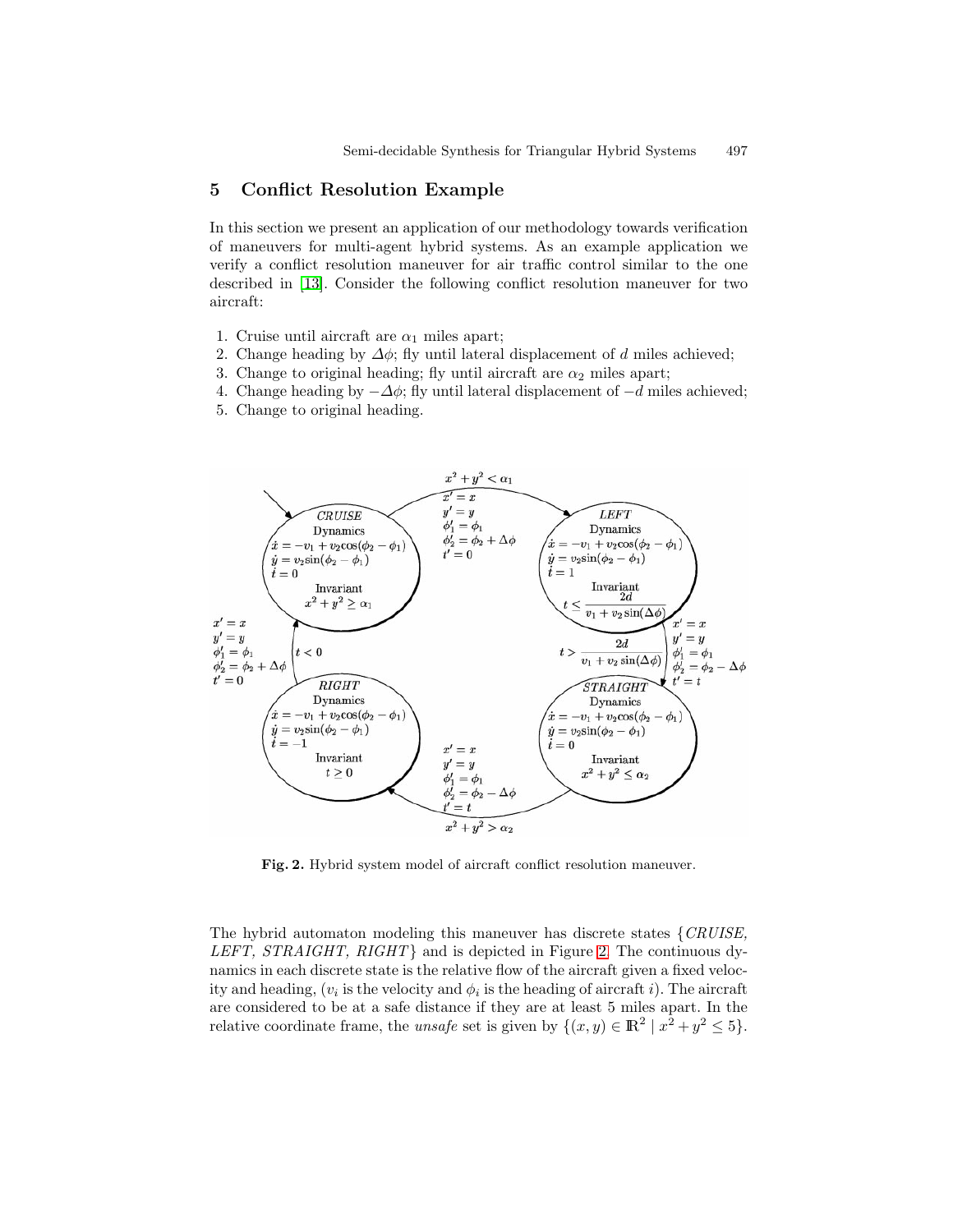## 5 Conflict Resolution Example

In this section we present an application of our methodology towards verification of maneuvers for multi-agent hybrid systems. As an example application we verify a conflict resolution maneuver for air traffic control similar to the one described in [13]. Consider the following conflict resolution maneuver for two aircraft:

1. Cruise until aircraft are $\alpha_1$ miles apart;
2. Change heading by $\Delta\phi$; fly until lateral displacement of $d$ miles achieved;
3. Change to original heading; fly until aircraft are $\alpha_2$ miles apart;
4. Change heading by $-\Delta\phi$; fly until lateral displacement of $-d$ miles achieved;
5. Change to original heading.

**Fig. 2.** Hybrid system model of aircraft conflict resolution maneuver.

The hybrid automaton modeling this maneuver has discrete states {*CRUISE*, *LEFT*, *STRAIGHT*, *RIGHT*} and is depicted in Figure 2. The continuous dynamics in each discrete state is the relative flow of the aircraft given a fixed velocity and heading, ($v_i$ is the velocity and $\phi_i$ is the heading of aircraft $i$). The aircraft are considered to be at a safe distance if they are at least 5 miles apart. In the relative coordinate frame, the *unsafe* set is given by $\{(x, y) \in \mathbb{R}^2 \mid x^2 + y^2 \leq 5\}$.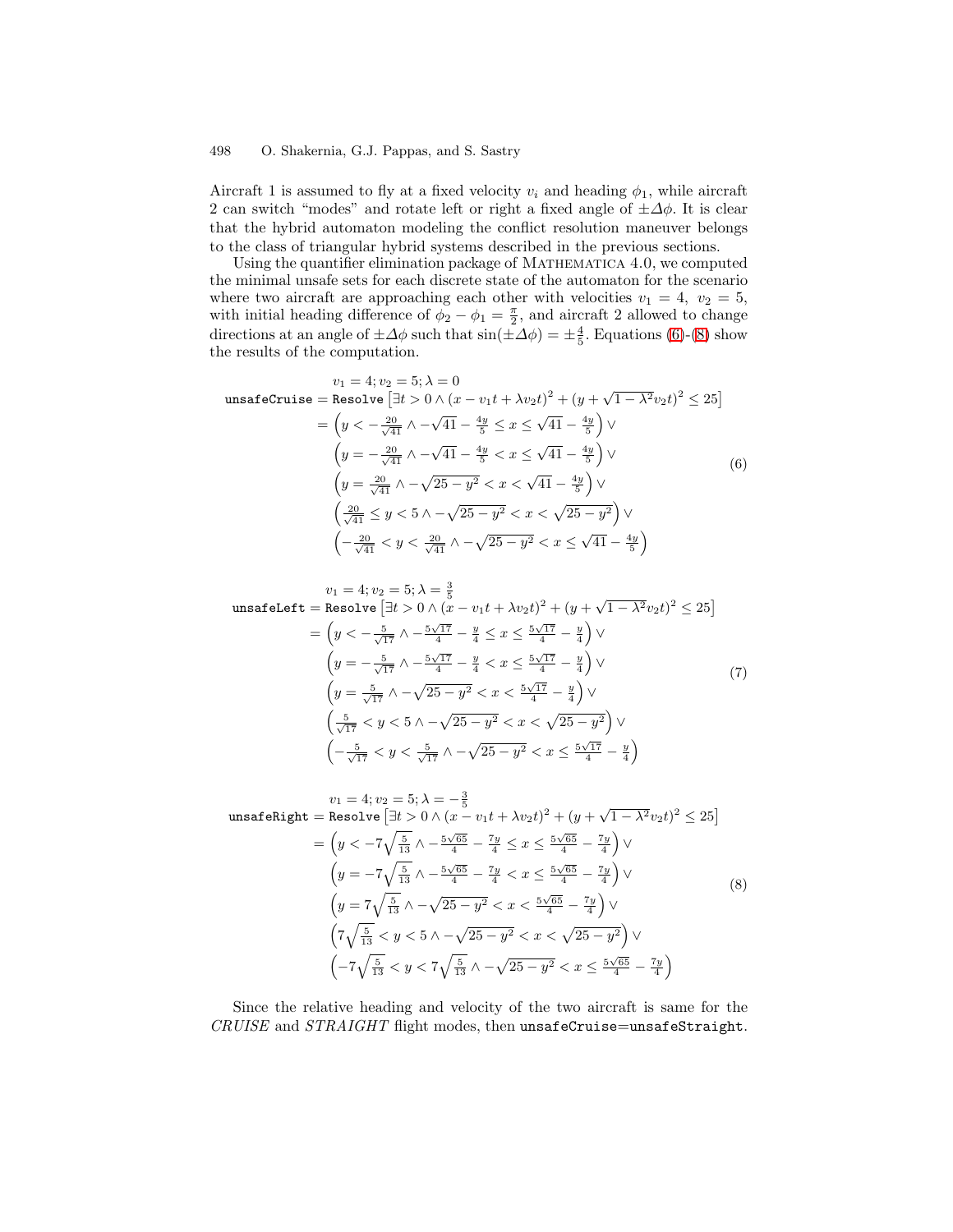Aircraft 1 is assumed to fly at a fixed velocity $v_i$ and heading $\phi_1$, while aircraft 2 can switch "modes" and rotate left or right a fixed angle of $\pm\Delta\phi$. It is clear that the hybrid automaton modeling the conflict resolution maneuver belongs to the class of triangular hybrid systems described in the previous sections.

Using the quantifier elimination package of MATHEMATICA 4.0, we computed the minimal unsafe sets for each discrete state of the automaton for the scenario where two aircraft are approaching each other with velocities $v_1 = 4,\ v_2 = 5$, with initial heading difference of $\phi_2 - \phi_1 = \frac{\pi}{2}$, and aircraft 2 allowed to change directions at an angle of $\pm\Delta\phi$ such that $\sin(\pm\Delta\phi) = \pm\frac{4}{5}$. Equations (6)-(8) show the results of the computation.

$$
\begin{aligned}
& v_1 = 4; v_2 = 5; \lambda = 0 \\
\texttt{unsafeCruise} &= \texttt{Resolve}\left[\exists t > 0 \wedge (x - v_1 t + \lambda v_2 t)^2 + (y + \sqrt{1-\lambda^2} v_2 t)^2 \leq 25\right] \\
&= \left(y < -\tfrac{20}{\sqrt{41}} \wedge -\sqrt{41} - \tfrac{4y}{5} \leq x \leq \sqrt{41} - \tfrac{4y}{5}\right) \vee \\
&\quad \left(y = -\tfrac{20}{\sqrt{41}} \wedge -\sqrt{41} - \tfrac{4y}{5} < x \leq \sqrt{41} - \tfrac{4y}{5}\right) \vee \\
&\quad \left(y = \tfrac{20}{\sqrt{41}} \wedge -\sqrt{25-y^2} < x < \sqrt{41} - \tfrac{4y}{5}\right) \vee \\
&\quad \left(\tfrac{20}{\sqrt{41}} \leq y < 5 \wedge -\sqrt{25-y^2} < x < \sqrt{25-y^2}\right) \vee \\
&\quad \left(-\tfrac{20}{\sqrt{41}} < y < \tfrac{20}{\sqrt{41}} \wedge -\sqrt{25-y^2} < x \leq \sqrt{41} - \tfrac{4y}{5}\right)
\end{aligned}
\tag{6}
$$

$$
\begin{aligned}
& v_1 = 4; v_2 = 5; \lambda = \tfrac{3}{5} \\
\texttt{unsafeLeft} &= \texttt{Resolve}\left[\exists t > 0 \wedge (x - v_1 t + \lambda v_2 t)^2 + (y + \sqrt{1-\lambda^2} v_2 t)^2 \leq 25\right] \\
&= \left(y < -\tfrac{5}{\sqrt{17}} \wedge -\tfrac{5\sqrt{17}}{4} - \tfrac{y}{4} \leq x \leq \tfrac{5\sqrt{17}}{4} - \tfrac{y}{4}\right) \vee \\
&\quad \left(y = -\tfrac{5}{\sqrt{17}} \wedge -\tfrac{5\sqrt{17}}{4} - \tfrac{y}{4} < x \leq \tfrac{5\sqrt{17}}{4} - \tfrac{y}{4}\right) \vee \\
&\quad \left(y = \tfrac{5}{\sqrt{17}} \wedge -\sqrt{25-y^2} < x < \tfrac{5\sqrt{17}}{4} - \tfrac{y}{4}\right) \vee \\
&\quad \left(\tfrac{5}{\sqrt{17}} < y < 5 \wedge -\sqrt{25-y^2} < x < \sqrt{25-y^2}\right) \vee \\
&\quad \left(-\tfrac{5}{\sqrt{17}} < y < \tfrac{5}{\sqrt{17}} \wedge -\sqrt{25-y^2} < x \leq \tfrac{5\sqrt{17}}{4} - \tfrac{y}{4}\right)
\end{aligned}
\tag{7}
$$

$$
\begin{aligned}
& v_1 = 4; v_2 = 5; \lambda = -\tfrac{3}{5} \\
\texttt{unsafeRight} &= \texttt{Resolve}\left[\exists t > 0 \wedge (x - v_1 t + \lambda v_2 t)^2 + (y + \sqrt{1-\lambda^2} v_2 t)^2 \leq 25\right] \\
&= \left(y < -7\sqrt{\tfrac{5}{13}} \wedge -\tfrac{5\sqrt{65}}{4} - \tfrac{7y}{4} \leq x \leq \tfrac{5\sqrt{65}}{4} - \tfrac{7y}{4}\right) \vee \\
&\quad \left(y = -7\sqrt{\tfrac{5}{13}} \wedge -\tfrac{5\sqrt{65}}{4} - \tfrac{7y}{4} < x \leq \tfrac{5\sqrt{65}}{4} - \tfrac{7y}{4}\right) \vee \\
&\quad \left(y = 7\sqrt{\tfrac{5}{13}} \wedge -\sqrt{25-y^2} < x < \tfrac{5\sqrt{65}}{4} - \tfrac{7y}{4}\right) \vee \\
&\quad \left(7\sqrt{\tfrac{5}{13}} < y < 5 \wedge -\sqrt{25-y^2} < x < \sqrt{25-y^2}\right) \vee \\
&\quad \left(-7\sqrt{\tfrac{5}{13}} < y < 7\sqrt{\tfrac{5}{13}} \wedge -\sqrt{25-y^2} < x \leq \tfrac{5\sqrt{65}}{4} - \tfrac{7y}{4}\right)
\end{aligned}
\tag{8}
$$

Since the relative heading and velocity of the two aircraft is same for the *CRUISE* and *STRAIGHT* flight modes, then `unsafeCruise`=`unsafeStraight`.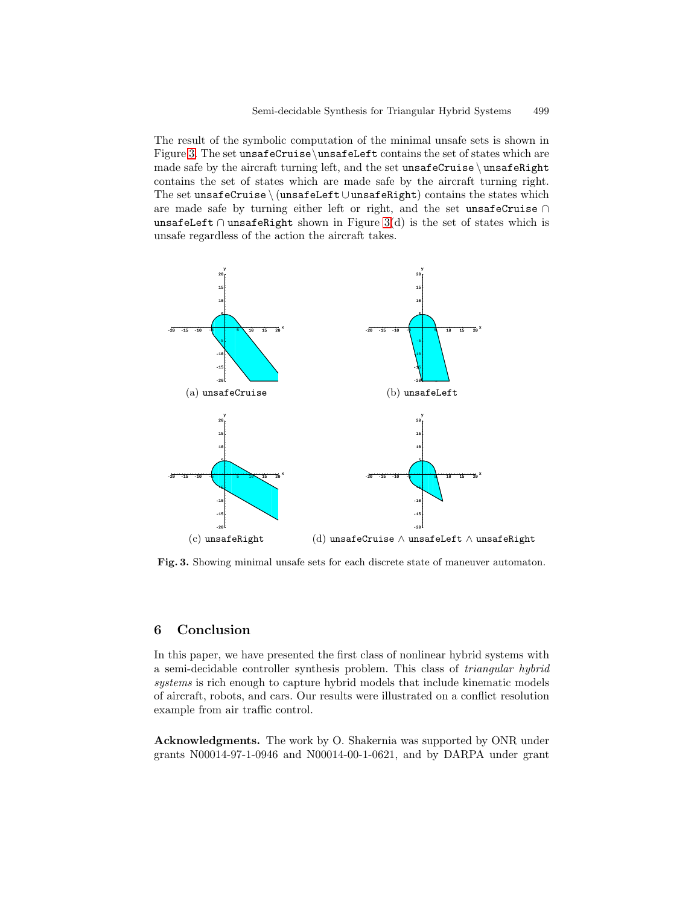The result of the symbolic computation of the minimal unsafe sets is shown in Figure 3. The set unsafeCruise $\setminus$ unsafeLeft contains the set of states which are made safe by the aircraft turning left, and the set unsafeCruise $\setminus$ unsafeRight contains the set of states which are made safe by the aircraft turning right. The set unsafeCruise $\setminus$ (unsafeLeft $\cup$ unsafeRight) contains the states which are made safe by turning either left or right, and the set unsafeCruise $\cap$ unsafeLeft $\cap$ unsafeRight shown in Figure 3(d) is the set of states which is unsafe regardless of the action the aircraft takes.

(a) unsafeCruise

(b) unsafeLeft

(c) unsafeRight

(d) unsafeCruise $\wedge$ unsafeLeft $\wedge$ unsafeRight

**Fig. 3.** Showing minimal unsafe sets for each discrete state of maneuver automaton.

## 6 Conclusion

In this paper, we have presented the first class of nonlinear hybrid systems with a semi-decidable controller synthesis problem. This class of *triangular hybrid systems* is rich enough to capture hybrid models that include kinematic models of aircraft, robots, and cars. Our results were illustrated on a conflict resolution example from air traffic control.

**Acknowledgments.** The work by O. Shakernia was supported by ONR under grants N00014-97-1-0946 and N00014-00-1-0621, and by DARPA under grant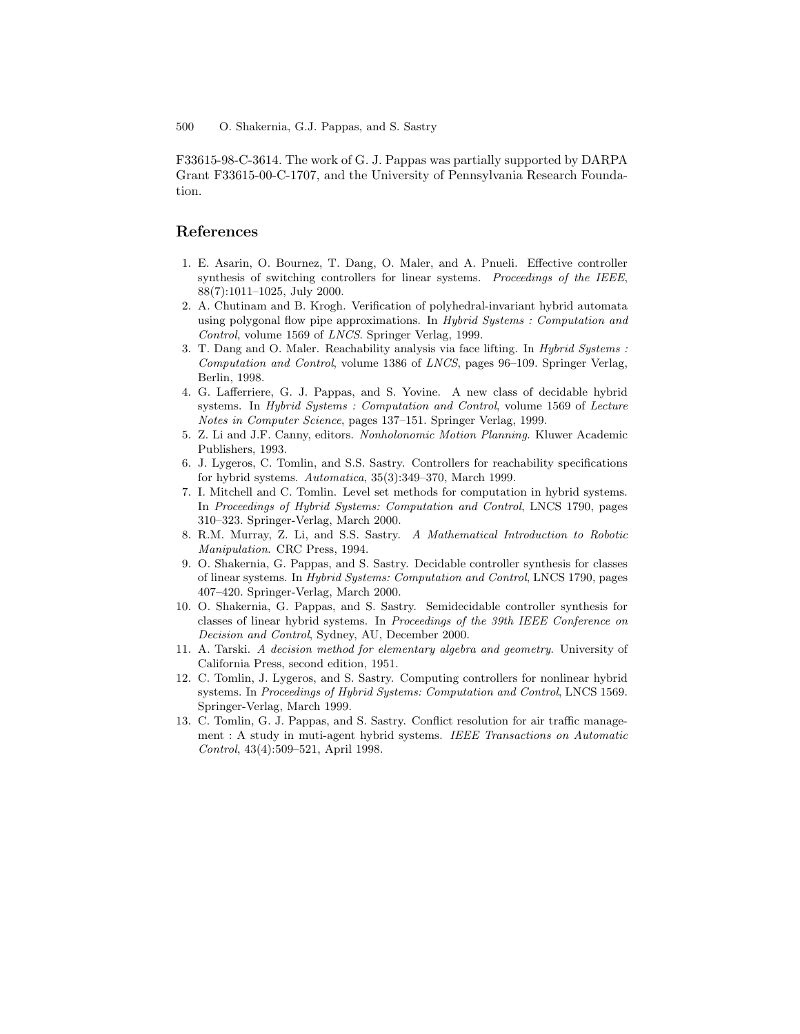F33615-98-C-3614. The work of G. J. Pappas was partially supported by DARPA Grant F33615-00-C-1707, and the University of Pennsylvania Research Foundation.

## References

1. E. Asarin, O. Bournez, T. Dang, O. Maler, and A. Pnueli. Effective controller synthesis of switching controllers for linear systems. *Proceedings of the IEEE*, 88(7):1011–1025, July 2000.
2. A. Chutinam and B. Krogh. Verification of polyhedral-invariant hybrid automata using polygonal flow pipe approximations. In *Hybrid Systems : Computation and Control*, volume 1569 of *LNCS*. Springer Verlag, 1999.
3. T. Dang and O. Maler. Reachability analysis via face lifting. In *Hybrid Systems : Computation and Control*, volume 1386 of *LNCS*, pages 96–109. Springer Verlag, Berlin, 1998.
4. G. Lafferriere, G. J. Pappas, and S. Yovine. A new class of decidable hybrid systems. In *Hybrid Systems : Computation and Control*, volume 1569 of *Lecture Notes in Computer Science*, pages 137–151. Springer Verlag, 1999.
5. Z. Li and J.F. Canny, editors. *Nonholonomic Motion Planning*. Kluwer Academic Publishers, 1993.
6. J. Lygeros, C. Tomlin, and S.S. Sastry. Controllers for reachability specifications for hybrid systems. *Automatica*, 35(3):349–370, March 1999.
7. I. Mitchell and C. Tomlin. Level set methods for computation in hybrid systems. In *Proceedings of Hybrid Systems: Computation and Control*, LNCS 1790, pages 310–323. Springer-Verlag, March 2000.
8. R.M. Murray, Z. Li, and S.S. Sastry. *A Mathematical Introduction to Robotic Manipulation*. CRC Press, 1994.
9. O. Shakernia, G. Pappas, and S. Sastry. Decidable controller synthesis for classes of linear systems. In *Hybrid Systems: Computation and Control*, LNCS 1790, pages 407–420. Springer-Verlag, March 2000.
10. O. Shakernia, G. Pappas, and S. Sastry. Semidecidable controller synthesis for classes of linear hybrid systems. In *Proceedings of the 39th IEEE Conference on Decision and Control*, Sydney, AU, December 2000.
11. A. Tarski. *A decision method for elementary algebra and geometry*. University of California Press, second edition, 1951.
12. C. Tomlin, J. Lygeros, and S. Sastry. Computing controllers for nonlinear hybrid systems. In *Proceedings of Hybrid Systems: Computation and Control*, LNCS 1569. Springer-Verlag, March 1999.
13. C. Tomlin, G. J. Pappas, and S. Sastry. Conflict resolution for air traffic management : A study in muti-agent hybrid systems. *IEEE Transactions on Automatic Control*, 43(4):509–521, April 1998.